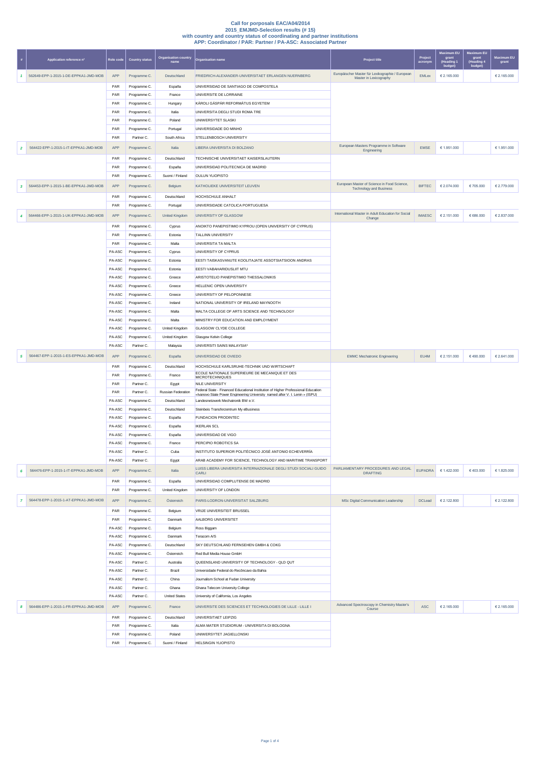**Call for porposals EAC/A04/2014**
**2015_EMJMD-Selection results (# 15)**
**with country and country status of coordinating and partner institutions**
**APP: Coordinator / PAR: Partner / PA-ASC: Associated Partner**

| # | Application reference n° | Role code | Country status | Organisation country name | Organisation name | Project title | Project acronym | Maximum EU grant (Heading 1 budget) | Maximum EU grant (Heading 4 budget) | Maximum EU grant |
|---|---|---|---|---|---|---|---|---|---|---|
| 1 | 562649-EPP-1-2015-1-DE-EPPKA1-JMD-MOB | APP | Programme C. | Deutschland | FRIEDRICH-ALEXANDER-UNIVERSITAET ERLANGEN NUERNBERG | Europäischer Master für Lexikographie / European Master in Lexicography | EMLex | € 2.165.000 | | € 2.165.000 |
| | | PAR | Programme C. | España | UNIVERSIDAD DE SANTIAGO DE COMPOSTELA | | | | | |
| | | PAR | Programme C. | France | UNIVERSITE DE LORRAINE | | | | | |
| | | PAR | Programme C. | Hungary | KÁROLI GÁSPÁR REFORMÁTUS EGYETEM | | | | | |
| | | PAR | Programme C. | Italia | UNIVERSITA DEGLI STUDI ROMA TRE | | | | | |
| | | PAR | Programme C. | Poland | UNIWERSYTET SLASKI | | | | | |
| | | PAR | Programme C. | Portugal | UNIVERSIDADE DO MINHO | | | | | |
| | | PAR | Partner C. | South Africa | STELLENBOSCH UNIVERSITY | | | | | |
| 2 | 564422-EPP-1-2015-1-IT-EPPKA1-JMD-MOB | APP | Programme C. | Italia | LIBERA UNIVERSITA DI BOLZANO | European Masters Programme in Software Engineering | EMSE | € 1.951.000 | | € 1.951.000 |
| | | PAR | Programme C. | Deutschland | TECHNISCHE UNIVERSITAET KAISERSLAUTERN | | | | | |
| | | PAR | Programme C. | España | UNIVERSIDAD POLITECNICA DE MADRID | | | | | |
| | | PAR | Programme C. | Suomi / Finland | OULUN YLIOPISTO | | | | | |
| 3 | 564453-EPP-1-2015-1-BE-EPPKA1-JMD-MOB | APP | Programme C. | Belgium | KATHOLIEKE UNIVERSITEIT LEUVEN | European Master of Science in Food Science, Technology and Business | BIFTEC | € 2.074.000 | € 705.000 | € 2.779.000 |
| | | PAR | Programme C. | Deutschland | HOCHSCHULE ANHALT | | | | | |
| | | PAR | Programme C. | Portugal | UNIVERSIDADE CATOLICA PORTUGUESA | | | | | |
| 4 | 564466-EPP-1-2015-1-UK-EPPKA1-JMD-MOB | APP | Programme C. | United Kingdom | UNIVERSITY OF GLASGOW | International Master in Adult Education for Social Change | IMAESC | € 2.151.000 | € 686.000 | € 2.837.000 |
| | | PAR | Programme C. | Cyprus | ANOIKTO PANEPISTIMIO KYPROU (OPEN UNIVERSITY OF CYPRUS) | | | | | |
| | | PAR | Programme C. | Estonia | TALLINN UNIVERSITY | | | | | |
| | | PAR | Programme C. | Malta | UNIVERSITA TA MALTA | | | | | |
| | | PA-ASC | Programme C. | Cyprus | UNIVERSITY OF CYPRUS | | | | | |
| | | PA-ASC | Programme C. | Estonia | EESTI TAISKASVANUTE KOOLITAJATE ASSOTSIATSIOON ANDRAS | | | | | |
| | | PA-ASC | Programme C. | Estonia | EESTI VABAHARIDUSLIIT MTU | | | | | |
| | | PA-ASC | Programme C. | Greece | ARISTOTELIO PANEPISTIMIO THESSALONIKIS | | | | | |
| | | PA-ASC | Programme C. | Greece | HELLENIC OPEN UNIVERSITY | | | | | |
| | | PA-ASC | Programme C. | Greece | UNIVERSITY OF PELOPONNESE | | | | | |
| | | PA-ASC | Programme C. | Ireland | NATIONAL UNIVERSITY OF IRELAND MAYNOOTH | | | | | |
| | | PA-ASC | Programme C. | Malta | MALTA COLLEGE OF ARTS SCIENCE AND TECHNOLOGY | | | | | |
| | | PA-ASC | Programme C. | Malta | MINISTRY FOR EDUCATION AND EMPLOYMENT | | | | | |
| | | PA-ASC | Programme C. | United Kingdom | GLASGOW CLYDE COLLEGE | | | | | |
| | | PA-ASC | Programme C. | United Kingdom | Glasgow Kelvin College | | | | | |
| | | PA-ASC | Partner C. | Malaysia | UNIVERSITI SAINS MALAYSIA* | | | | | |
| 5 | 564467-EPP-1-2015-1-ES-EPPKA1-JMD-MOB | APP | Programme C. | España | UNIVERSIDAD DE OVIEDO | EMMC Mechatronic Engineering | EU4M | € 2.151.000 | € 490.000 | € 2.641.000 |
| | | PAR | Programme C. | Deutschland | HOCHSCHULE KARLSRUHE-TECHNIK UND WIRTSCHAFT | | | | | |
| | | PAR | Programme C. | France | ECOLE NATIONALE SUPERIEURE DE MECANIQUE ET DES MICROTECHNIQUES | | | | | |
| | | PAR | Partner C. | Egypt | NILE UNIVERSITY | | | | | |
| | | PAR | Partner C. | Russian Federation | Federal State - Financed Educational Institution of Higher Professional Education «Ivanovo State Power Engineering University named after V. I. Lenin » (ISPU) | | | | | |
| | | PA-ASC | Programme C. | Deutschland | Landesnetzwerk Mechatronik BW e.V. | | | | | |
| | | PA-ASC | Programme C. | Deutschland | Steinbeis Transferzentrum My eBusiness | | | | | |
| | | PA-ASC | Programme C. | España | FUNDACION PRODINTEC | | | | | |
| | | PA-ASC | Programme C. | España | IKERLAN SCL | | | | | |
| | | PA-ASC | Programme C. | España | UNIVERSIDAD DE VIGO | | | | | |
| | | PA-ASC | Programme C. | France | PERCIPIO ROBOTICS SA | | | | | |
| | | PA-ASC | Partner C. | Cuba | INSTITUTO SUPERIOR POLITÉCNICO JOSÉ ANTONIO ECHEVERRÍA | | | | | |
| | | PA-ASC | Partner C. | Egypt | ARAB ACADEMY FOR SCIENCE, TECHNOLOGY AND MARITIME TRANSPORT | | | | | |
| 6 | 564476-EPP-1-2015-1-IT-EPPKA1-JMD-MOB | APP | Programme C. | Italia | LUISS LIBERA UNIVERSITA INTERNAZIONALE DEGLI STUDI SOCIALI GUIDO CARLI | PARLIAMENTARY PROCEDURES AND LEGAL DRAFTING | EUPADRA | € 1.422.000 | € 403.000 | € 1.825.000 |
| | | PAR | Programme C. | España | UNIVERSIDAD COMPLUTENSE DE MADRID | | | | | |
| | | PAR | Programme C. | United Kingdom | UNIVERSITY OF LONDON | | | | | |
| 7 | 564478-EPP-1-2015-1-AT-EPPKA1-JMD-MOB | APP | Programme C. | Österreich | PARIS-LODRON-UNIVERSITAT SALZBURG | MSc Digital Communication Leadership | DCLead | € 2.122.800 | | € 2.122.800 |
| | | PAR | Programme C. | Belgium | VRIJE UNIVERSITEIT BRUSSEL | | | | | |
| | | PAR | Programme C. | Danmark | AALBORG UNIVERSITET | | | | | |
| | | PA-ASC | Programme C. | Belgium | Ross Biggam | | | | | |
| | | PA-ASC | Programme C. | Danmark | Teracom A/S | | | | | |
| | | PA-ASC | Programme C. | Deutschland | SKY DEUTSCHLAND FERNSEHEN GMBH & COKG | | | | | |
| | | PA-ASC | Programme C. | Österreich | Red Bull Media House GmbH | | | | | |
| | | PA-ASC | Partner C. | Australia | QUEENSLAND UNIVERSITY OF TECHNOLOGY - QLD QUT | | | | | |
| | | PA-ASC | Partner C. | Brazil | Universidade Federal do Recôncavo da Bahia | | | | | |
| | | PA-ASC | Partner C. | China | Journalism School at Fudan University | | | | | |
| | | PA-ASC | Partner C. | Ghana | Ghana Telecom University College | | | | | |
| | | PA-ASC | Partner C. | United States | University of California, Los Angeles | | | | | |
| 8 | 564486-EPP-1-2015-1-FR-EPPKA1-JMD-MOB | APP | Programme C. | France | UNIVERSITE DES SCIENCES ET TECHNOLOGIES DE LILLE - LILLE I | Advanced Spectroscopy in Chemistry Master's Course | ASC | € 2.165.000 | | € 2.165.000 |
| | | PAR | Programme C. | Deutschland | UNIVERSITAET LEIPZIG | | | | | |
| | | PAR | Programme C. | Italia | ALMA MATER STUDIORUM - UNIVERSITA DI BOLOGNA | | | | | |
| | | PAR | Programme C. | Poland | UNIWERSYTET JAGIELLONSKI | | | | | |
| | | PAR | Programme C. | Suomi / Finland | HELSINGIN YLIOPISTO | | | | | |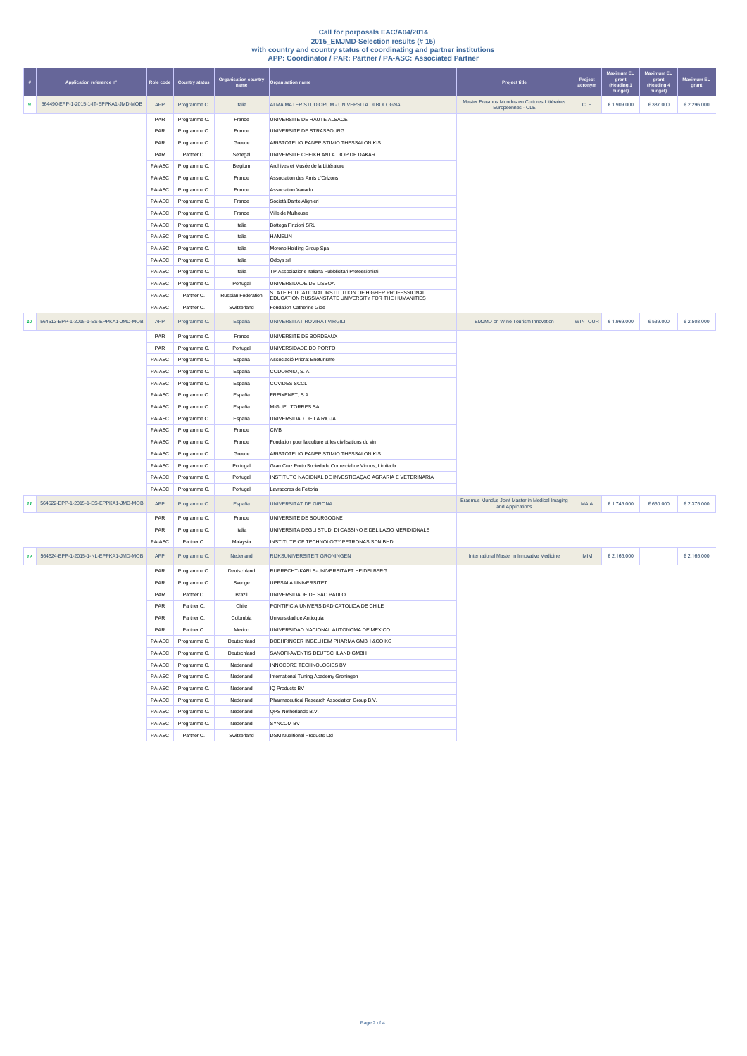# Call for porposals EAC/A04/2014
## 2015_EMJMD-Selection results (# 15)
### with country and country status of coordinating and partner institutions
### APP: Coordinator / PAR: Partner / PA-ASC: Associated Partner

| # | Application reference n° | Role code | Country status | Organisation country name | Organisation name | Project title | Project acronym | Maximum EU grant (Heading 1 budget) | Maximum EU grant (Heading 4 budget) | Maximum EU grant |
|---|---|---|---|---|---|---|---|---|---|---|
| 9 | 564490-EPP-1-2015-1-IT-EPPKA1-JMD-MOB | APP | Programme C. | Italia | ALMA MATER STUDIORUM - UNIVERSITA DI BOLOGNA | Master Erasmus Mundus en Cultures Littéraires Européennes - CLE | CLE | € 1.909.000 | € 387.000 | € 2.296.000 |
| | | PAR | Programme C. | France | UNIVERSITE DE HAUTE ALSACE | | | | | |
| | | PAR | Programme C. | France | UNIVERSITE DE STRASBOURG | | | | | |
| | | PAR | Programme C. | Greece | ARISTOTELIO PANEPISTIMIO THESSALONIKIS | | | | | |
| | | PAR | Partner C. | Senegal | UNIVERSITE CHEIKH ANTA DIOP DE DAKAR | | | | | |
| | | PA-ASC | Programme C. | Belgium | Archives et Musée de la Littérature | | | | | |
| | | PA-ASC | Programme C. | France | Association des Amis d'Orizons | | | | | |
| | | PA-ASC | Programme C. | France | Association Xanadu | | | | | |
| | | PA-ASC | Programme C. | France | Società Dante Alighieri | | | | | |
| | | PA-ASC | Programme C. | France | Ville de Mulhouse | | | | | |
| | | PA-ASC | Programme C. | Italia | Bottega Finzioni SRL | | | | | |
| | | PA-ASC | Programme C. | Italia | HAMELIN | | | | | |
| | | PA-ASC | Programme C. | Italia | Moreno Holding Group Spa | | | | | |
| | | PA-ASC | Programme C. | Italia | Odoya srl | | | | | |
| | | PA-ASC | Programme C. | Italia | TP Associazione Italiana Pubblicitari Professionisti | | | | | |
| | | PA-ASC | Programme C. | Portugal | UNIVERSIDADE DE LISBOA | | | | | |
| | | PA-ASC | Partner C. | Russian Federation | STATE EDUCATIONAL INSTITUTION OF HIGHER PROFESSIONAL EDUCATION RUSSIANSTATE UNIVERSITY FOR THE HUMANITIES | | | | | |
| | | PA-ASC | Partner C. | Switzerland | Fondation Catherine Gide | | | | | |
| 10 | 564513-EPP-1-2015-1-ES-EPPKA1-JMD-MOB | APP | Programme C. | España | UNIVERSITAT ROVIRA I VIRGILI | EMJMD on Wine Tourism Innovation | WINTOUR | € 1.969.000 | € 539.000 | € 2.508.000 |
| | | PAR | Programme C. | France | UNIVERSITE DE BORDEAUX | | | | | |
| | | PAR | Programme C. | Portugal | UNIVERSIDADE DO PORTO | | | | | |
| | | PA-ASC | Programme C. | España | Associació Priorat Enoturisme | | | | | |
| | | PA-ASC | Programme C. | España | CODORNIU, S. A. | | | | | |
| | | PA-ASC | Programme C. | España | COVIDES SCCL | | | | | |
| | | PA-ASC | Programme C. | España | FREIXENET, S.A. | | | | | |
| | | PA-ASC | Programme C. | España | MIGUEL TORRES SA | | | | | |
| | | PA-ASC | Programme C. | España | UNIVERSIDAD DE LA RIOJA | | | | | |
| | | PA-ASC | Programme C. | France | CIVB | | | | | |
| | | PA-ASC | Programme C. | France | Fondation pour la culture et les civilisations du vin | | | | | |
| | | PA-ASC | Programme C. | Greece | ARISTOTELIO PANEPISTIMIO THESSALONIKIS | | | | | |
| | | PA-ASC | Programme C. | Portugal | Gran Cruz Porto Sociedade Comercial de Vinhos, Limitada | | | | | |
| | | PA-ASC | Programme C. | Portugal | INSTITUTO NACIONAL DE INVESTIGAÇAO AGRARIA E VETERINARIA | | | | | |
| | | PA-ASC | Programme C. | Portugal | Lavradores de Feitoria | | | | | |
| 11 | 564522-EPP-1-2015-1-ES-EPPKA1-JMD-MOB | APP | Programme C. | España | UNIVERSITAT DE GIRONA | Erasmus Mundus Joint Master in Medical Imaging and Applications | MAIA | € 1.745.000 | € 630.000 | € 2.375.000 |
| | | PAR | Programme C. | France | UNIVERSITE DE BOURGOGNE | | | | | |
| | | PAR | Programme C. | Italia | UNIVERSITA DEGLI STUDI DI CASSINO E DEL LAZIO MERIDIONALE | | | | | |
| | | PA-ASC | Partner C. | Malaysia | INSTITUTE OF TECHNOLOGY PETRONAS SDN BHD | | | | | |
| 12 | 564524-EPP-1-2015-1-NL-EPPKA1-JMD-MOB | APP | Programme C. | Nederland | RIJKSUNIVERSITEIT GRONINGEN | International Master in Innovative Medicine | IMIM | € 2.165.000 | | € 2.165.000 |
| | | PAR | Programme C. | Deutschland | RUPRECHT-KARLS-UNIVERSITAET HEIDELBERG | | | | | |
| | | PAR | Programme C. | Sverige | UPPSALA UNIVERSITET | | | | | |
| | | PAR | Partner C. | Brazil | UNIVERSIDADE DE SAO PAULO | | | | | |
| | | PAR | Partner C. | Chile | PONTIFICIA UNIVERSIDAD CATOLICA DE CHILE | | | | | |
| | | PAR | Partner C. | Colombia | Universidad de Antioquia | | | | | |
| | | PAR | Partner C. | Mexico | UNIVERSIDAD NACIONAL AUTONOMA DE MEXICO | | | | | |
| | | PA-ASC | Programme C. | Deutschland | BOEHRINGER INGELHEIM PHARMA GMBH &CO KG | | | | | |
| | | PA-ASC | Programme C. | Deutschland | SANOFI-AVENTIS DEUTSCHLAND GMBH | | | | | |
| | | PA-ASC | Programme C. | Nederland | INNOCORE TECHNOLOGIES BV | | | | | |
| | | PA-ASC | Programme C. | Nederland | International Tuning Academy Groningen | | | | | |
| | | PA-ASC | Programme C. | Nederland | IQ Products BV | | | | | |
| | | PA-ASC | Programme C. | Nederland | Pharmaceutical Research Association Group B.V. | | | | | |
| | | PA-ASC | Programme C. | Nederland | QPS Netherlands B.V. | | | | | |
| | | PA-ASC | Programme C. | Nederland | SYNCOM BV | | | | | |
| | | PA-ASC | Partner C. | Switzerland | DSM Nutritional Products Ltd | | | | | |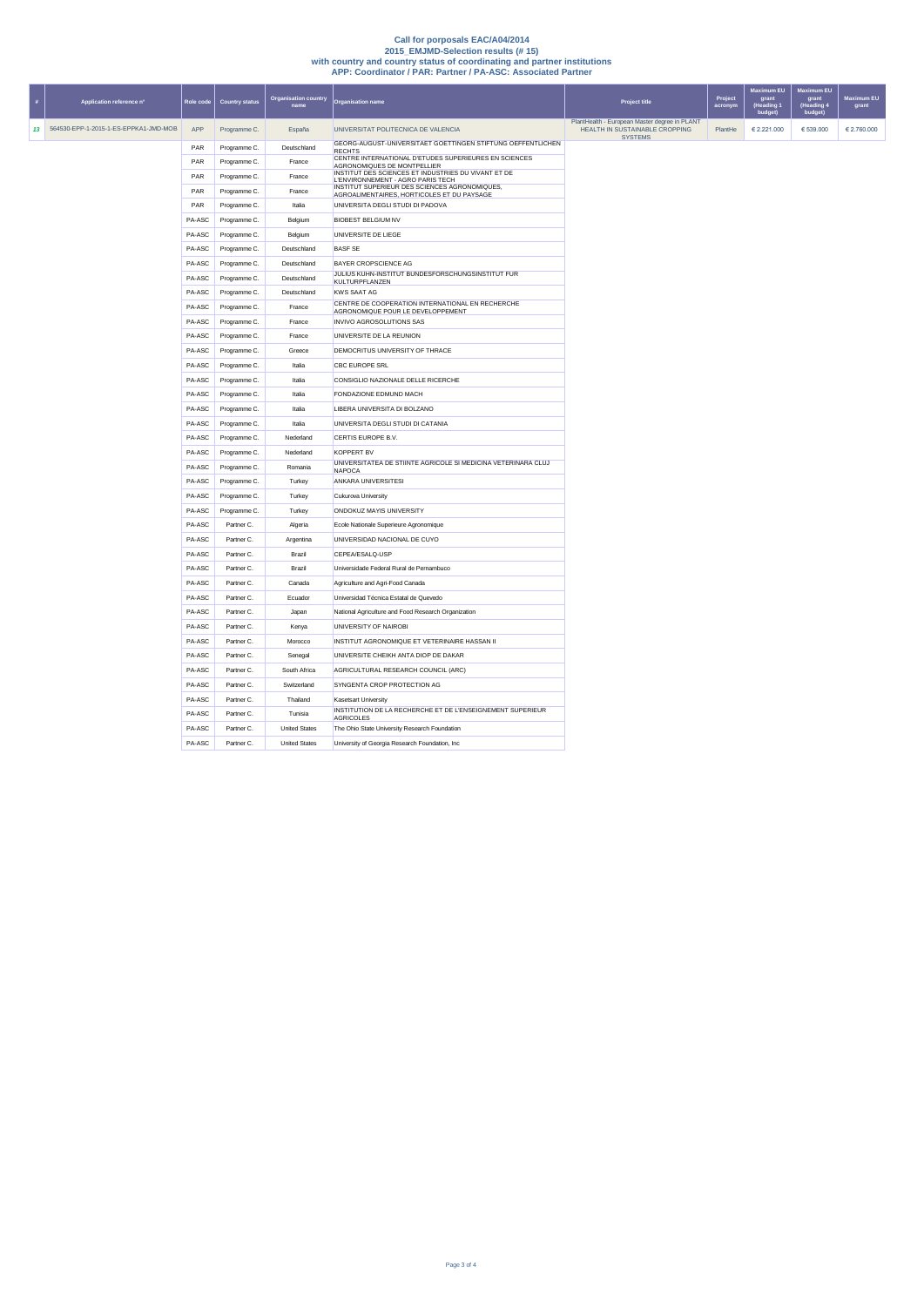**Call for porposals EAC/A04/2014**
**2015_EMJMD-Selection results (# 15)**
**with country and country status of coordinating and partner institutions**
**APP: Coordinator / PAR: Partner / PA-ASC: Associated Partner**

| # | Application reference n° | Role code | Country status | Organisation country name | Organisation name | Project title | Project acronym | Maximum EU grant (Heading 1 budget) | Maximum EU grant (Heading 4 budget) | Maximum EU grant |
|---|---|---|---|---|---|---|---|---|---|---|
| 13 | 564530-EPP-1-2015-1-ES-EPPKA1-JMD-MOB | APP | Programme C. | España | UNIVERSITAT POLITECNICA DE VALENCIA | PlantHealth - European Master degree in PLANT HEALTH IN SUSTAINABLE CROPPING SYSTEMS | PlantHe | € 2.221.000 | € 539.000 | € 2.760.000 |
| | | PAR | Programme C. | Deutschland | GEORG-AUGUST-UNIVERSITAET GOETTINGEN STIFTUNG OEFFENTLICHEN RECHTS | | | | | |
| | | PAR | Programme C. | France | CENTRE INTERNATIONAL D'ETUDES SUPERIEURES EN SCIENCES AGRONOMIQUES DE MONTPELLIER | | | | | |
| | | PAR | Programme C. | France | INSTITUT DES SCIENCES ET INDUSTRIES DU VIVANT ET DE L'ENVIRONNEMENT - AGRO PARIS TECH | | | | | |
| | | PAR | Programme C. | France | INSTITUT SUPERIEUR DES SCIENCES AGRONOMIQUES, AGROALIMENTAIRES, HORTICOLES ET DU PAYSAGE | | | | | |
| | | PAR | Programme C. | Italia | UNIVERSITA DEGLI STUDI DI PADOVA | | | | | |
| | | PA-ASC | Programme C. | Belgium | BIOBEST BELGIUM NV | | | | | |
| | | PA-ASC | Programme C. | Belgium | UNIVERSITE DE LIEGE | | | | | |
| | | PA-ASC | Programme C. | Deutschland | BASF SE | | | | | |
| | | PA-ASC | Programme C. | Deutschland | BAYER CROPSCIENCE AG | | | | | |
| | | PA-ASC | Programme C. | Deutschland | JULIUS KUHN-INSTITUT BUNDESFORSCHUNGSINSTITUT FUR KULTURPFLANZEN | | | | | |
| | | PA-ASC | Programme C. | Deutschland | KWS SAAT AG | | | | | |
| | | PA-ASC | Programme C. | France | CENTRE DE COOPERATION INTERNATIONAL EN RECHERCHE AGRONOMIQUE POUR LE DEVELOPPEMENT | | | | | |
| | | PA-ASC | Programme C. | France | INVIVO AGROSOLUTIONS SAS | | | | | |
| | | PA-ASC | Programme C. | France | UNIVERSITE DE LA REUNION | | | | | |
| | | PA-ASC | Programme C. | Greece | DEMOCRITUS UNIVERSITY OF THRACE | | | | | |
| | | PA-ASC | Programme C. | Italia | CBC EUROPE SRL | | | | | |
| | | PA-ASC | Programme C. | Italia | CONSIGLIO NAZIONALE DELLE RICERCHE | | | | | |
| | | PA-ASC | Programme C. | Italia | FONDAZIONE EDMUND MACH | | | | | |
| | | PA-ASC | Programme C. | Italia | LIBERA UNIVERSITA DI BOLZANO | | | | | |
| | | PA-ASC | Programme C. | Italia | UNIVERSITA DEGLI STUDI DI CATANIA | | | | | |
| | | PA-ASC | Programme C. | Nederland | CERTIS EUROPE B.V. | | | | | |
| | | PA-ASC | Programme C. | Nederland | KOPPERT BV | | | | | |
| | | PA-ASC | Programme C. | Romania | UNIVERSITATEA DE STIINTE AGRICOLE SI MEDICINA VETERINARA CLUJ NAPOCA | | | | | |
| | | PA-ASC | Programme C. | Turkey | ANKARA UNIVERSITESI | | | | | |
| | | PA-ASC | Programme C. | Turkey | Cukurova University | | | | | |
| | | PA-ASC | Programme C. | Turkey | ONDOKUZ MAYIS UNIVERSITY | | | | | |
| | | PA-ASC | Partner C. | Algeria | Ecole Nationale Superieure Agronomique | | | | | |
| | | PA-ASC | Partner C. | Argentina | UNIVERSIDAD NACIONAL DE CUYO | | | | | |
| | | PA-ASC | Partner C. | Brazil | CEPEA/ESALQ-USP | | | | | |
| | | PA-ASC | Partner C. | Brazil | Universidade Federal Rural de Pernambuco | | | | | |
| | | PA-ASC | Partner C. | Canada | Agriculture and Agri-Food Canada | | | | | |
| | | PA-ASC | Partner C. | Ecuador | Universidad Técnica Estatal de Quevedo | | | | | |
| | | PA-ASC | Partner C. | Japan | National Agriculture and Food Research Organization | | | | | |
| | | PA-ASC | Partner C. | Kenya | UNIVERSITY OF NAIROBI | | | | | |
| | | PA-ASC | Partner C. | Morocco | INSTITUT AGRONOMIQUE ET VETERINAIRE HASSAN II | | | | | |
| | | PA-ASC | Partner C. | Senegal | UNIVERSITE CHEIKH ANTA DIOP DE DAKAR | | | | | |
| | | PA-ASC | Partner C. | South Africa | AGRICULTURAL RESEARCH COUNCIL (ARC) | | | | | |
| | | PA-ASC | Partner C. | Switzerland | SYNGENTA CROP PROTECTION AG | | | | | |
| | | PA-ASC | Partner C. | Thailand | Kasetsart University | | | | | |
| | | PA-ASC | Partner C. | Tunisia | INSTITUTION DE LA RECHERCHE ET DE L'ENSEIGNEMENT SUPERIEUR AGRICOLES | | | | | |
| | | PA-ASC | Partner C. | United States | The Ohio State University Research Foundation | | | | | |
| | | PA-ASC | Partner C. | United States | University of Georgia Research Foundation, Inc | | | | | |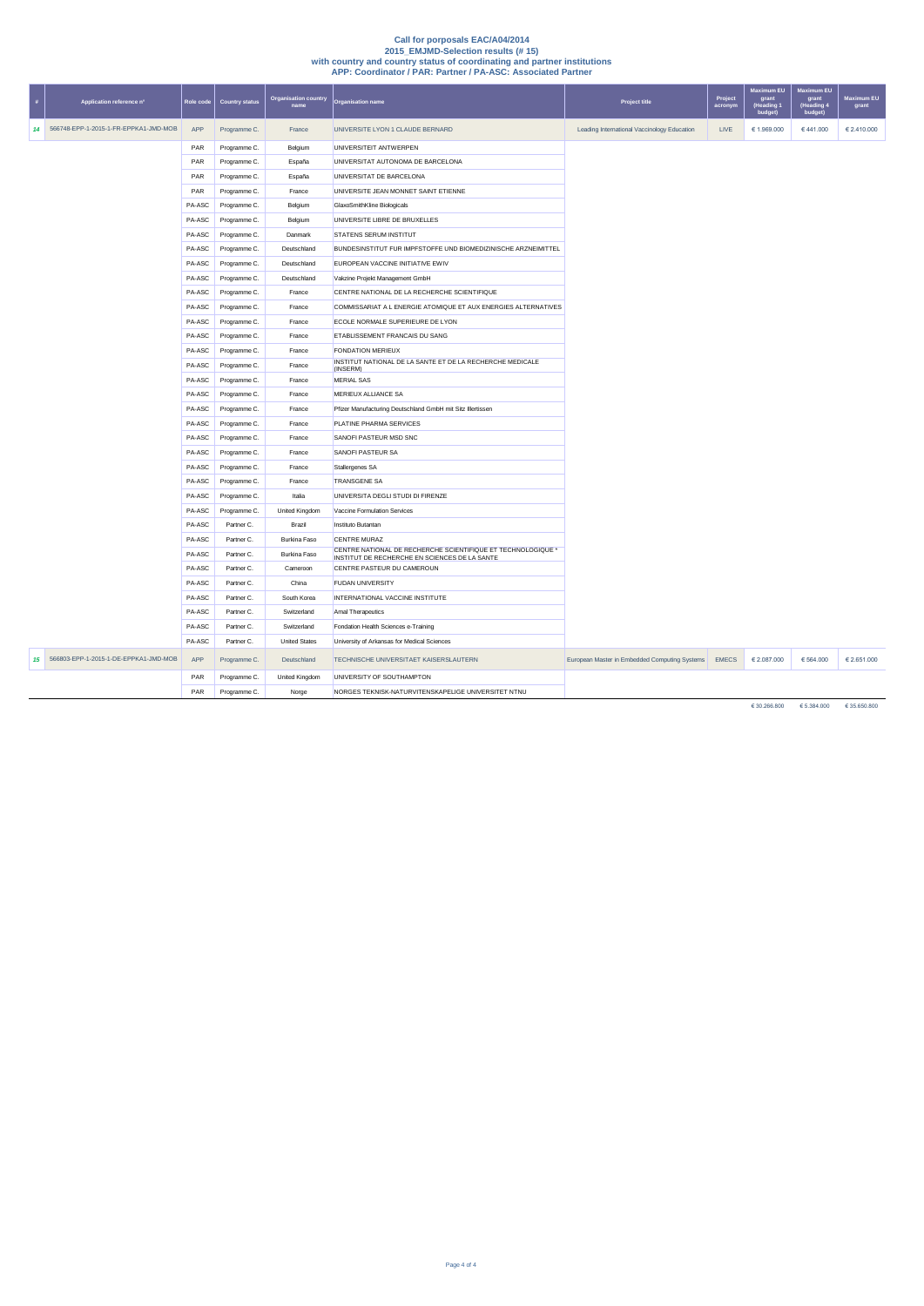# Call for porposals EAC/A04/2014
## 2015_EMJMD-Selection results (# 15)
### with country and country status of coordinating and partner institutions
### APP: Coordinator / PAR: Partner / PA-ASC: Associated Partner

| # | Application reference n° | Role code | Country status | Organisation country name | Organisation name | Project title | Project acronym | Maximum EU grant (Heading 1 budget) | Maximum EU grant (Heading 4 budget) | Maximum EU grant |
|---|---|---|---|---|---|---|---|---|---|---|
| 14 | 566748-EPP-1-2015-1-FR-EPPKA1-JMD-MOB | APP | Programme C. | France | UNIVERSITE LYON 1 CLAUDE BERNARD | Leading International Vaccinology Education | LIVE | € 1.969.000 | € 441.000 | € 2.410.000 |
| | | PAR | Programme C. | Belgium | UNIVERSITEIT ANTWERPEN | | | | | |
| | | PAR | Programme C. | España | UNIVERSITAT AUTONOMA DE BARCELONA | | | | | |
| | | PAR | Programme C. | España | UNIVERSITAT DE BARCELONA | | | | | |
| | | PAR | Programme C. | France | UNIVERSITE JEAN MONNET SAINT ETIENNE | | | | | |
| | | PA-ASC | Programme C. | Belgium | GlaxoSmithKline Biologicals | | | | | |
| | | PA-ASC | Programme C. | Belgium | UNIVERSITE LIBRE DE BRUXELLES | | | | | |
| | | PA-ASC | Programme C. | Danmark | STATENS SERUM INSTITUT | | | | | |
| | | PA-ASC | Programme C. | Deutschland | BUNDESINSTITUT FUR IMPFSTOFFE UND BIOMEDIZINISCHE ARZNEIMITTEL | | | | | |
| | | PA-ASC | Programme C. | Deutschland | EUROPEAN VACCINE INITIATIVE EWIV | | | | | |
| | | PA-ASC | Programme C. | Deutschland | Vakzine Projekt Management GmbH | | | | | |
| | | PA-ASC | Programme C. | France | CENTRE NATIONAL DE LA RECHERCHE SCIENTIFIQUE | | | | | |
| | | PA-ASC | Programme C. | France | COMMISSARIAT A L ENERGIE ATOMIQUE ET AUX ENERGIES ALTERNATIVES | | | | | |
| | | PA-ASC | Programme C. | France | ECOLE NORMALE SUPERIEURE DE LYON | | | | | |
| | | PA-ASC | Programme C. | France | ETABLISSEMENT FRANCAIS DU SANG | | | | | |
| | | PA-ASC | Programme C. | France | FONDATION MERIEUX | | | | | |
| | | PA-ASC | Programme C. | France | INSTITUT NATIONAL DE LA SANTE ET DE LA RECHERCHE MEDICALE (INSERM) | | | | | |
| | | PA-ASC | Programme C. | France | MERIAL SAS | | | | | |
| | | PA-ASC | Programme C. | France | MERIEUX ALLIANCE SA | | | | | |
| | | PA-ASC | Programme C. | France | Pfizer Manufacturing Deutschland GmbH mit Sitz Illertissen | | | | | |
| | | PA-ASC | Programme C. | France | PLATINE PHARMA SERVICES | | | | | |
| | | PA-ASC | Programme C. | France | SANOFI PASTEUR MSD SNC | | | | | |
| | | PA-ASC | Programme C. | France | SANOFI PASTEUR SA | | | | | |
| | | PA-ASC | Programme C. | France | Stallergenes SA | | | | | |
| | | PA-ASC | Programme C. | France | TRANSGENE SA | | | | | |
| | | PA-ASC | Programme C. | Italia | UNIVERSITA DEGLI STUDI DI FIRENZE | | | | | |
| | | PA-ASC | Programme C. | United Kingdom | Vaccine Formulation Services | | | | | |
| | | PA-ASC | Partner C. | Brazil | Instituto Butantan | | | | | |
| | | PA-ASC | Partner C. | Burkina Faso | CENTRE MURAZ | | | | | |
| | | PA-ASC | Partner C. | Burkina Faso | CENTRE NATIONAL DE RECHERCHE SCIENTIFIQUE ET TECHNOLOGIQUE * INSTITUT DE RECHERCHE EN SCIENCES DE LA SANTE | | | | | |
| | | PA-ASC | Partner C. | Cameroon | CENTRE PASTEUR DU CAMEROUN | | | | | |
| | | PA-ASC | Partner C. | China | FUDAN UNIVERSITY | | | | | |
| | | PA-ASC | Partner C. | South Korea | INTERNATIONAL VACCINE INSTITUTE | | | | | |
| | | PA-ASC | Partner C. | Switzerland | Amal Therapeutics | | | | | |
| | | PA-ASC | Partner C. | Switzerland | Fondation Health Sciences e-Training | | | | | |
| | | PA-ASC | Partner C. | United States | University of Arkansas for Medical Sciences | | | | | |
| 15 | 566803-EPP-1-2015-1-DE-EPPKA1-JMD-MOB | APP | Programme C. | Deutschland | TECHNISCHE UNIVERSITAET KAISERSLAUTERN | European Master in Embedded Computing Systems | EMECS | € 2.087.000 | € 564.000 | € 2.651.000 |
| | | PAR | Programme C. | United Kingdom | UNIVERSITY OF SOUTHAMPTON | | | | | |
| | | PAR | Programme C. | Norge | NORGES TEKNISK-NATURVITENSKAPELIGE UNIVERSITET NTNU | | | | | |
| | | | | | | | | € 30.266.800 | € 5.384.000 | € 35.650.800 |